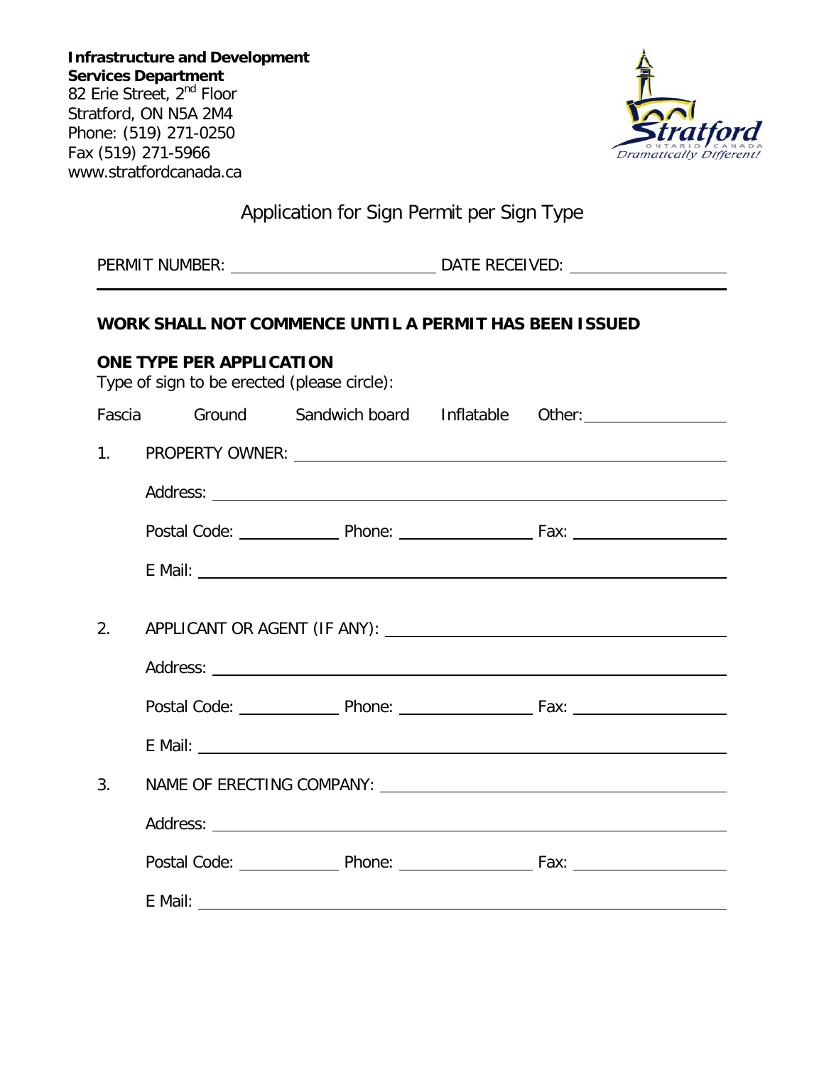**Infrastructure and Development Services Department**
82 Erie Street, 2nd Floor
Stratford, ON N5A 2M4
Phone: (519) 271-0250
Fax (519) 271-5966
www.stratfordcanada.ca

# Application for Sign Permit per Sign Type

PERMIT NUMBER: ______________________ DATE RECEIVED: ________________

---

**WORK SHALL NOT COMMENCE UNTIL A PERMIT HAS BEEN ISSUED**

**ONE TYPE PER APPLICATION**
Type of sign to be erected (please circle):

Fascia    Ground    Sandwich board    Inflatable    Other: ________________

1. PROPERTY OWNER: ____________________________________________

   Address: ____________________________________________

   Postal Code: ____________ Phone: ______________ Fax: ________________

   E Mail: ____________________________________________

2. APPLICANT OR AGENT (IF ANY): ____________________________________

   Address: ____________________________________________

   Postal Code: ____________ Phone: ______________ Fax: ________________

   E Mail: ____________________________________________

3. NAME OF ERECTING COMPANY: ____________________________________

   Address: ____________________________________________

   Postal Code: ____________ Phone: ______________ Fax: ________________

   E Mail: ____________________________________________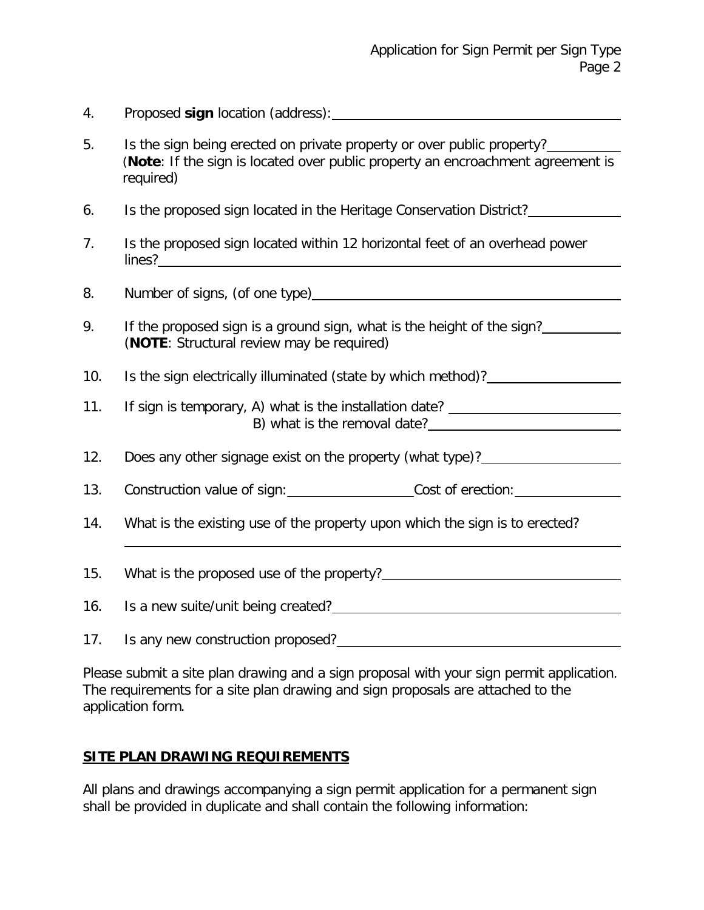4. Proposed **sign** location (address): \_\_\_\_\_\_\_\_\_\_\_\_\_\_\_\_\_\_\_\_

5. Is the sign being erected on private property or over public property? \_\_\_\_\_\_\_\_\_\_
   (**Note**: If the sign is located over public property an encroachment agreement is required)

6. Is the proposed sign located in the Heritage Conservation District? \_\_\_\_\_\_\_\_\_\_

7. Is the proposed sign located within 12 horizontal feet of an overhead power lines? \_\_\_\_\_\_\_\_\_\_\_\_\_\_\_\_\_\_\_\_

8. Number of signs, (of one type) \_\_\_\_\_\_\_\_\_\_\_\_\_\_\_\_\_\_\_\_

9. If the proposed sign is a ground sign, what is the height of the sign? \_\_\_\_\_\_\_\_\_\_
   (**NOTE**: Structural review may be required)

10. Is the sign electrically illuminated (state by which method)? \_\_\_\_\_\_\_\_\_\_

11. If sign is temporary, A) what is the installation date? \_\_\_\_\_\_\_\_\_\_
    B) what is the removal date? \_\_\_\_\_\_\_\_\_\_

12. Does any other signage exist on the property (what type)? \_\_\_\_\_\_\_\_\_\_

13. Construction value of sign: \_\_\_\_\_\_\_\_\_\_ Cost of erection: \_\_\_\_\_\_\_\_\_\_

14. What is the existing use of the property upon which the sign is to erected?
    \_\_\_\_\_\_\_\_\_\_\_\_\_\_\_\_\_\_\_\_

15. What is the proposed use of the property? \_\_\_\_\_\_\_\_\_\_\_\_\_\_\_\_\_\_\_\_

16. Is a new suite/unit being created? \_\_\_\_\_\_\_\_\_\_\_\_\_\_\_\_\_\_\_\_

17. Is any new construction proposed? \_\_\_\_\_\_\_\_\_\_\_\_\_\_\_\_\_\_\_\_

Please submit a site plan drawing and a sign proposal with your sign permit application. The requirements for a site plan drawing and sign proposals are attached to the application form.

## SITE PLAN DRAWING REQUIREMENTS

All plans and drawings accompanying a sign permit application for a permanent sign shall be provided in duplicate and shall contain the following information: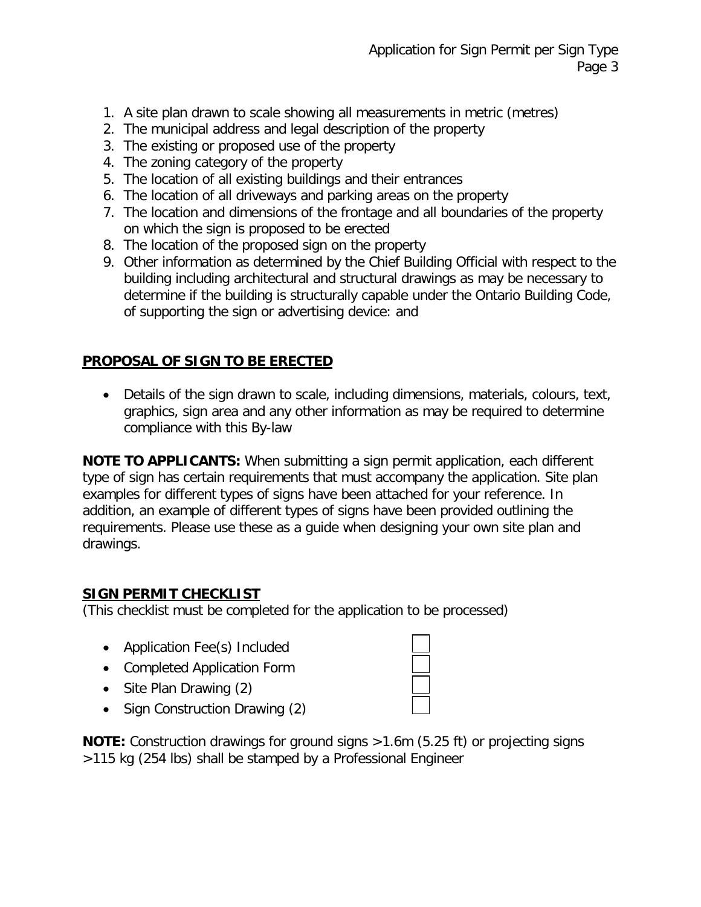1. A site plan drawn to scale showing all measurements in metric (metres)
2. The municipal address and legal description of the property
3. The existing or proposed use of the property
4. The zoning category of the property
5. The location of all existing buildings and their entrances
6. The location of all driveways and parking areas on the property
7. The location and dimensions of the frontage and all boundaries of the property on which the sign is proposed to be erected
8. The location of the proposed sign on the property
9. Other information as determined by the Chief Building Official with respect to the building including architectural and structural drawings as may be necessary to determine if the building is structurally capable under the Ontario Building Code, of supporting the sign or advertising device: and

## PROPOSAL OF SIGN TO BE ERECTED

- Details of the sign drawn to scale, including dimensions, materials, colours, text, graphics, sign area and any other information as may be required to determine compliance with this By-law

**NOTE TO APPLICANTS:** When submitting a sign permit application, each different type of sign has certain requirements that must accompany the application. Site plan examples for different types of signs have been attached for your reference. In addition, an example of different types of signs have been provided outlining the requirements. Please use these as a guide when designing your own site plan and drawings.

## SIGN PERMIT CHECKLIST

(This checklist must be completed for the application to be processed)

- Application Fee(s) Included ☐
- Completed Application Form ☐
- Site Plan Drawing (2) ☐
- Sign Construction Drawing (2) ☐

**NOTE:** Construction drawings for ground signs >1.6m (5.25 ft) or projecting signs >115 kg (254 lbs) shall be stamped by a Professional Engineer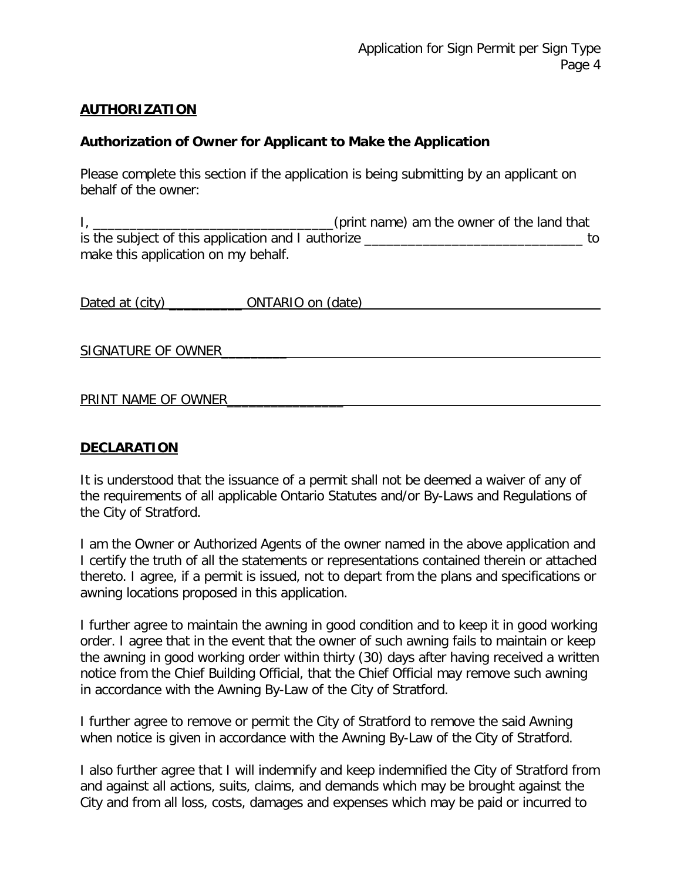## AUTHORIZATION

### Authorization of Owner for Applicant to Make the Application

Please complete this section if the application is being submitting by an applicant on behalf of the owner:

I, _________________________________(print name) am the owner of the land that is the subject of this application and I authorize ______________________________ to make this application on my behalf.

Dated at (city) __________ ONTARIO on (date) ________________________________

SIGNATURE OF OWNER_____________________________________________________

PRINT NAME OF OWNER___________________________________________________

## DECLARATION

It is understood that the issuance of a permit shall not be deemed a waiver of any of the requirements of all applicable Ontario Statutes and/or By-Laws and Regulations of the City of Stratford.

I am the Owner or Authorized Agents of the owner named in the above application and I certify the truth of all the statements or representations contained therein or attached thereto. I agree, if a permit is issued, not to depart from the plans and specifications or awning locations proposed in this application.

I further agree to maintain the awning in good condition and to keep it in good working order. I agree that in the event that the owner of such awning fails to maintain or keep the awning in good working order within thirty (30) days after having received a written notice from the Chief Building Official, that the Chief Official may remove such awning in accordance with the Awning By-Law of the City of Stratford.

I further agree to remove or permit the City of Stratford to remove the said Awning when notice is given in accordance with the Awning By-Law of the City of Stratford.

I also further agree that I will indemnify and keep indemnified the City of Stratford from and against all actions, suits, claims, and demands which may be brought against the City and from all loss, costs, damages and expenses which may be paid or incurred to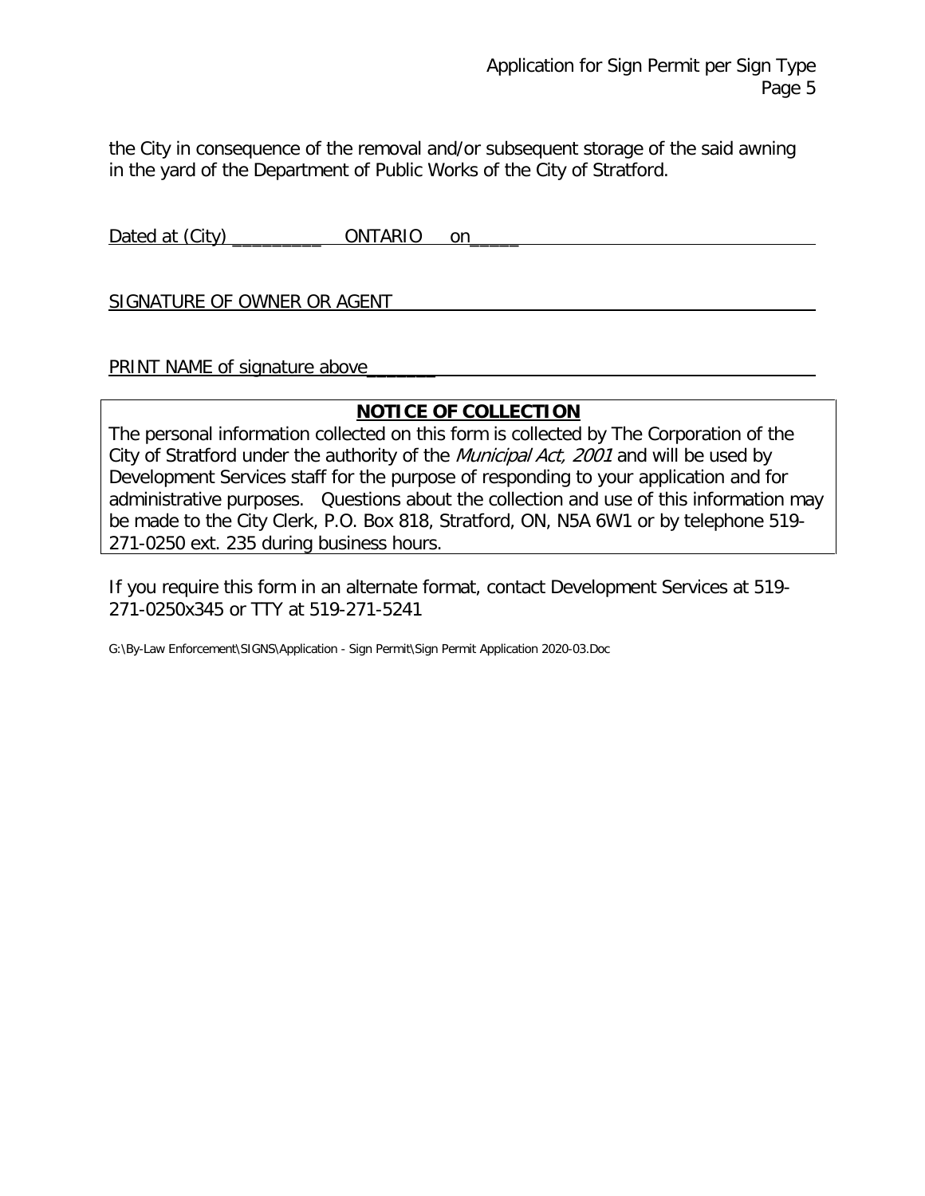the City in consequence of the removal and/or subsequent storage of the said awning in the yard of the Department of Public Works of the City of Stratford.

Dated at (City) _________ ONTARIO on_____

SIGNATURE OF OWNER OR AGENT

PRINT NAME of signature above_______

**NOTICE OF COLLECTION**

The personal information collected on this form is collected by The Corporation of the City of Stratford under the authority of the *Municipal Act, 2001* and will be used by Development Services staff for the purpose of responding to your application and for administrative purposes. Questions about the collection and use of this information may be made to the City Clerk, P.O. Box 818, Stratford, ON, N5A 6W1 or by telephone 519-271-0250 ext. 235 during business hours.

If you require this form in an alternate format, contact Development Services at 519-271-0250x345 or TTY at 519-271-5241

G:\By-Law Enforcement\SIGNS\Application - Sign Permit\Sign Permit Application 2020-03.Doc